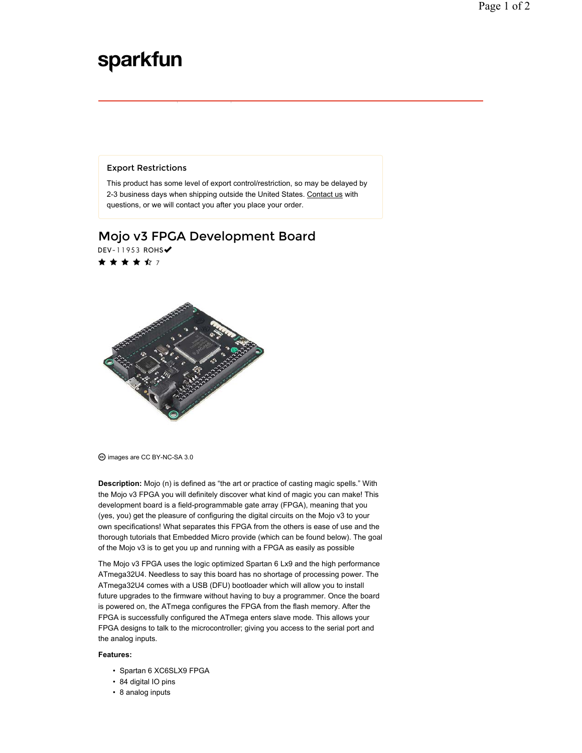sparkfun

### Export Restrictions

This product has some level of export control/restriction, so may be delayed by 2-3 business days when shipping outside the United States. Contact us with questions, or we will contact you after you place your order.

# Mojo v3 FPGA Development Board

DEV-11953 ROHS✔

★★★★☆ 7

images are CC BY-NC-SA 3.0

**Description:** Mojo (n) is defined as "the art or practice of casting magic spells." With the Mojo v3 FPGA you will definitely discover what kind of magic you can make! This development board is a field-programmable gate array (FPGA), meaning that you (yes, you) get the pleasure of configuring the digital circuits on the Mojo v3 to your own specifications! What separates this FPGA from the others is ease of use and the thorough tutorials that Embedded Micro provide (which can be found below). The goal of the Mojo v3 is to get you up and running with a FPGA as easily as possible

The Mojo v3 FPGA uses the logic optimized Spartan 6 Lx9 and the high performance ATmega32U4. Needless to say this board has no shortage of processing power. The ATmega32U4 comes with a USB (DFU) bootloader which will allow you to install future upgrades to the firmware without having to buy a programmer. Once the board is powered on, the ATmega configures the FPGA from the flash memory. After the FPGA is successfully configured the ATmega enters slave mode. This allows your FPGA designs to talk to the microcontroller; giving you access to the serial port and the analog inputs.

**Features:**

- Spartan 6 XC6SLX9 FPGA
- 84 digital IO pins
- 8 analog inputs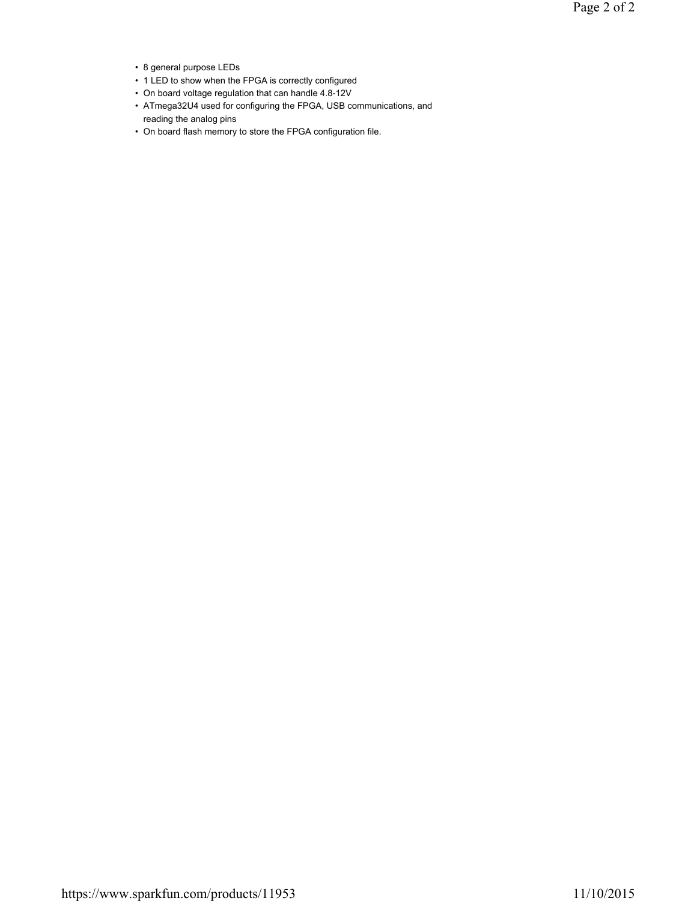- 8 general purpose LEDs
- 1 LED to show when the FPGA is correctly configured
- On board voltage regulation that can handle 4.8-12V
- ATmega32U4 used for configuring the FPGA, USB communications, and reading the analog pins
- On board flash memory to store the FPGA configuration file.